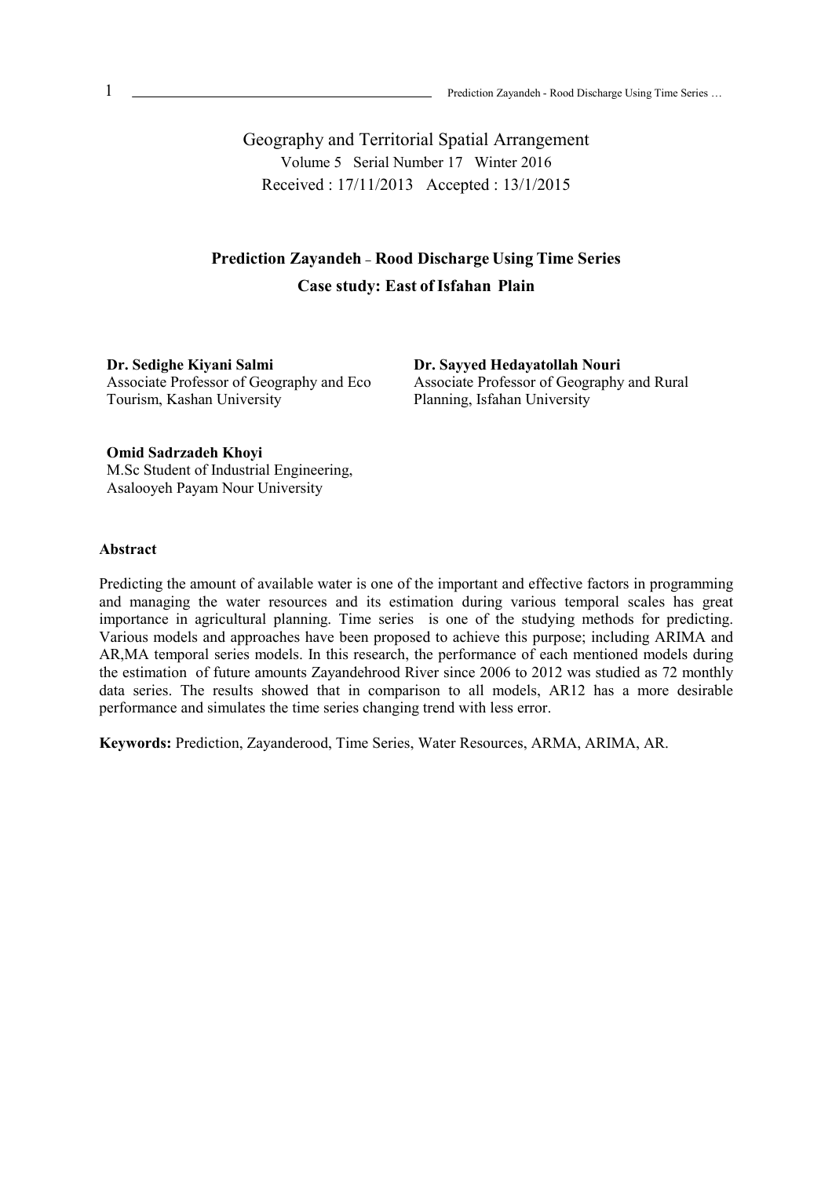Geography and Territorial Spatial Arrangement

Volume 5 Serial Number 17 Winter 2016

Received : 17/11/2013 Accepted : 13/1/2015

# Prediction Zayandeh – Rood Discharge Using Time Series
## Case study: East of Isfahan Plain

**Dr. Sedighe Kiyani Salmi**
Associate Professor of Geography and Eco Tourism, Kashan University

**Dr. Sayyed Hedayatollah Nouri**
Associate Professor of Geography and Rural Planning, Isfahan University

**Omid Sadrzadeh Khoyi**
M.Sc Student of Industrial Engineering, Asalooyeh Payam Nour University

### Abstract

Predicting the amount of available water is one of the important and effective factors in programming and managing the water resources and its estimation during various temporal scales has great importance in agricultural planning. Time series is one of the studying methods for predicting. Various models and approaches have been proposed to achieve this purpose; including ARIMA and AR,MA temporal series models. In this research, the performance of each mentioned models during the estimation of future amounts Zayandehrood River since 2006 to 2012 was studied as 72 monthly data series. The results showed that in comparison to all models, AR12 has a more desirable performance and simulates the time series changing trend with less error.

**Keywords:** Prediction, Zayanderood, Time Series, Water Resources, ARMA, ARIMA, AR.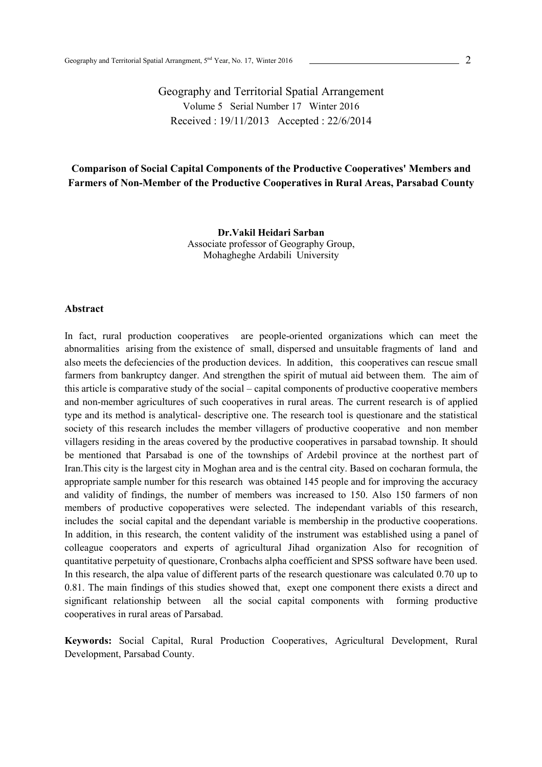Geography and Territorial Spatial Arrangement

Volume 5 Serial Number 17 Winter 2016

Received : 19/11/2013 Accepted : 22/6/2014

**Comparison of Social Capital Components of the Productive Cooperatives' Members and Farmers of Non-Member of the Productive Cooperatives in Rural Areas, Parsabad County**

**Dr.Vakil Heidari Sarban**

Associate professor of Geography Group, Mohagheghe Ardabili University

## Abstract

In fact, rural production cooperatives are people-oriented organizations which can meet the abnormalities arising from the existence of small, dispersed and unsuitable fragments of land and also meets the defeciencies of the production devices. In addition, this cooperatives can rescue small farmers from bankruptcy danger. And strengthen the spirit of mutual aid between them. The aim of this article is comparative study of the social – capital components of productive cooperative members and non-member agricultures of such cooperatives in rural areas. The current research is of applied type and its method is analytical- descriptive one. The research tool is questionare and the statistical society of this research includes the member villagers of productive cooperative and non member villagers residing in the areas covered by the productive cooperatives in parsabad township. It should be mentioned that Parsabad is one of the townships of Ardebil province at the northest part of Iran.This city is the largest city in Moghan area and is the central city. Based on cocharan formula, the appropriate sample number for this research was obtained 145 people and for improving the accuracy and validity of findings, the number of members was increased to 150. Also 150 farmers of non members of productive copoperatives were selected. The independant variabls of this research, includes the social capital and the dependant variable is membership in the productive cooperations. In addition, in this research, the content validity of the instrument was established using a panel of colleague cooperators and experts of agricultural Jihad organization Also for recognition of quantitative perpetuity of questionare, Cronbachs alpha coefficient and SPSS software have been used. In this research, the alpa value of different parts of the research questionare was calculated 0.70 up to 0.81. The main findings of this studies showed that, exept one component there exists a direct and significant relationship between all the social capital components with forming productive cooperatives in rural areas of Parsabad.

**Keywords:** Social Capital, Rural Production Cooperatives, Agricultural Development, Rural Development, Parsabad County.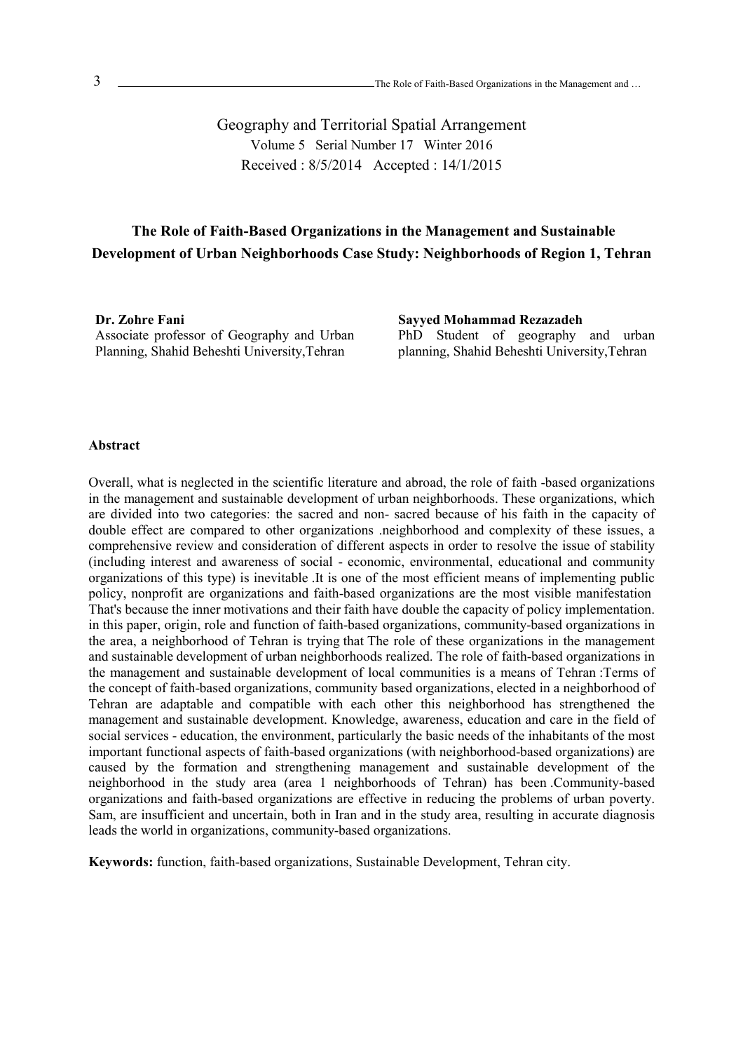Geography and Territorial Spatial Arrangement
Volume 5 Serial Number 17 Winter 2016
Received : 8/5/2014 Accepted : 14/1/2015

# The Role of Faith-Based Organizations in the Management and Sustainable Development of Urban Neighborhoods Case Study: Neighborhoods of Region 1, Tehran

**Dr. Zohre Fani**
Associate professor of Geography and Urban Planning, Shahid Beheshti University,Tehran

**Sayyed Mohammad Rezazadeh**
PhD Student of geography and urban planning, Shahid Beheshti University,Tehran

**Abstract**

Overall, what is neglected in the scientific literature and abroad, the role of faith -based organizations in the management and sustainable development of urban neighborhoods. These organizations, which are divided into two categories: the sacred and non- sacred because of his faith in the capacity of double effect are compared to other organizations .neighborhood and complexity of these issues, a comprehensive review and consideration of different aspects in order to resolve the issue of stability (including interest and awareness of social - economic, environmental, educational and community organizations of this type) is inevitable .It is one of the most efficient means of implementing public policy, nonprofit are organizations and faith-based organizations are the most visible manifestation That's because the inner motivations and their faith have double the capacity of policy implementation. in this paper, origin, role and function of faith-based organizations, community-based organizations in the area, a neighborhood of Tehran is trying that The role of these organizations in the management and sustainable development of urban neighborhoods realized. The role of faith-based organizations in the management and sustainable development of local communities is a means of Tehran :Terms of the concept of faith-based organizations, community based organizations, elected in a neighborhood of Tehran are adaptable and compatible with each other this neighborhood has strengthened the management and sustainable development. Knowledge, awareness, education and care in the field of social services - education, the environment, particularly the basic needs of the inhabitants of the most important functional aspects of faith-based organizations (with neighborhood-based organizations) are caused by the formation and strengthening management and sustainable development of the neighborhood in the study area (area 1 neighborhoods of Tehran) has been .Community-based organizations and faith-based organizations are effective in reducing the problems of urban poverty. Sam, are insufficient and uncertain, both in Iran and in the study area, resulting in accurate diagnosis leads the world in organizations, community-based organizations.

**Keywords:** function, faith-based organizations, Sustainable Development, Tehran city.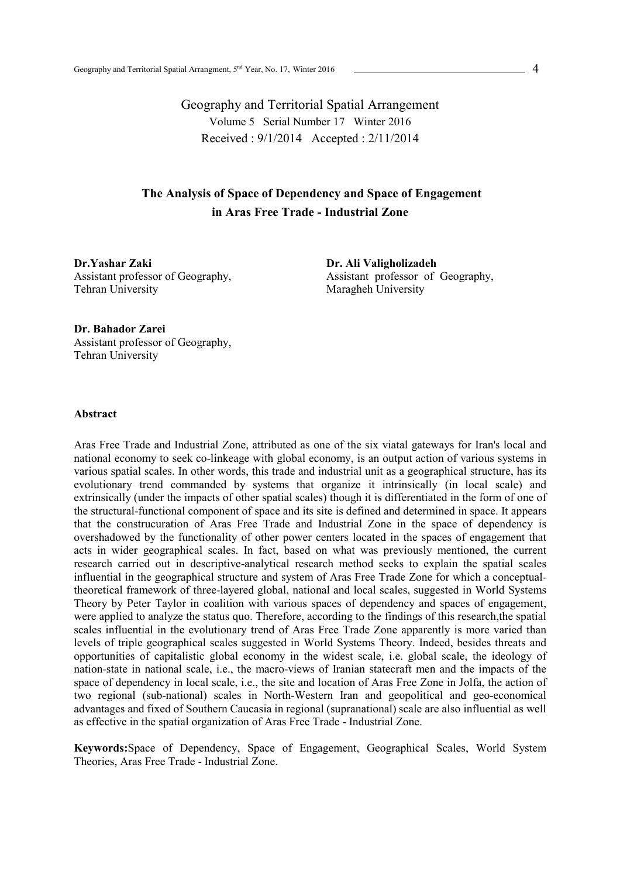Geography and Territorial Spatial Arrangement
Volume 5 Serial Number 17 Winter 2016
Received : 9/1/2014 Accepted : 2/11/2014

# The Analysis of Space of Dependency and Space of Engagement in Aras Free Trade - Industrial Zone

**Dr.Yashar Zaki**
Assistant professor of Geography,
Tehran University

**Dr. Ali Valigholizadeh**
Assistant professor of Geography,
Maragheh University

**Dr. Bahador Zarei**
Assistant professor of Geography,
Tehran University

### Abstract

Aras Free Trade and Industrial Zone, attributed as one of the six viatal gateways for Iran's local and national economy to seek co-linkeage with global economy, is an output action of various systems in various spatial scales. In other words, this trade and industrial unit as a geographical structure, has its evolutionary trend commanded by systems that organize it intrinsically (in local scale) and extrinsically (under the impacts of other spatial scales) though it is differentiated in the form of one of the structural-functional component of space and its site is defined and determined in space. It appears that the construcuration of Aras Free Trade and Industrial Zone in the space of dependency is overshadowed by the functionality of other power centers located in the spaces of engagement that acts in wider geographical scales. In fact, based on what was previously mentioned, the current research carried out in descriptive-analytical research method seeks to explain the spatial scales influential in the geographical structure and system of Aras Free Trade Zone for which a conceptual-theoretical framework of three-layered global, national and local scales, suggested in World Systems Theory by Peter Taylor in coalition with various spaces of dependency and spaces of engagement, were applied to analyze the status quo. Therefore, according to the findings of this research,the spatial scales influential in the evolutionary trend of Aras Free Trade Zone apparently is more varied than levels of triple geographical scales suggested in World Systems Theory. Indeed, besides threats and opportunities of capitalistic global economy in the widest scale, i.e. global scale, the ideology of nation-state in national scale, i.e., the macro-views of Iranian statecraft men and the impacts of the space of dependency in local scale, i.e., the site and location of Aras Free Zone in Jolfa, the action of two regional (sub-national) scales in North-Western Iran and geopolitical and geo-economical advantages and fixed of Southern Caucasia in regional (supranational) scale are also influential as well as effective in the spatial organization of Aras Free Trade - Industrial Zone.

**Keywords:** Space of Dependency, Space of Engagement, Geographical Scales, World System Theories, Aras Free Trade - Industrial Zone.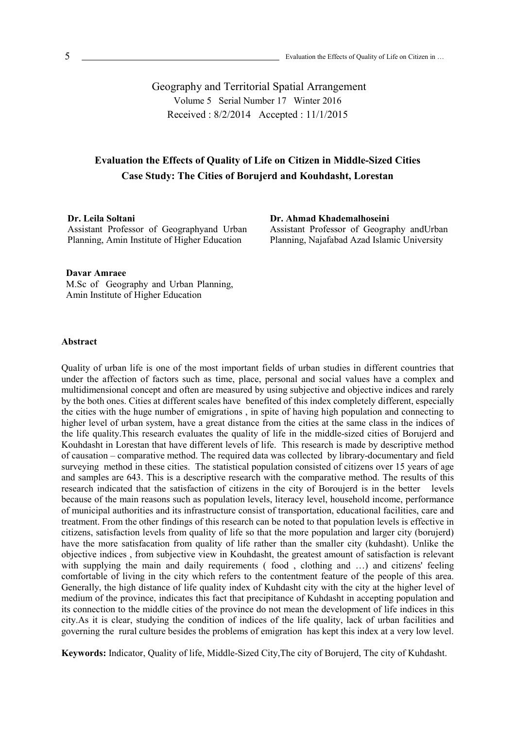Geography and Territorial Spatial Arrangement
Volume 5 Serial Number 17 Winter 2016
Received : 8/2/2014 Accepted : 11/1/2015

# Evaluation the Effects of Quality of Life on Citizen in Middle-Sized Cities
## Case Study: The Cities of Borujerd and Kouhdasht, Lorestan

**Dr. Leila Soltani**
Assistant Professor of Geographyand Urban Planning, Amin Institute of Higher Education

**Dr. Ahmad Khademalhoseini**
Assistant Professor of Geography andUrban Planning, Najafabad Azad Islamic University

**Davar Amraee**
M.Sc of Geography and Urban Planning, Amin Institute of Higher Education

**Abstract**

Quality of urban life is one of the most important fields of urban studies in different countries that under the affection of factors such as time, place, personal and social values have a complex and multidimensional concept and often are measured by using subjective and objective indices and rarely by the both ones. Cities at different scales have benefited of this index completely different, especially the cities with the huge number of emigrations , in spite of having high population and connecting to higher level of urban system, have a great distance from the cities at the same class in the indices of the life quality.This research evaluates the quality of life in the middle-sized cities of Borujerd and Kouhdasht in Lorestan that have different levels of life. This research is made by descriptive method of causation – comparative method. The required data was collected by library-documentary and field surveying method in these cities. The statistical population consisted of citizens over 15 years of age and samples are 643. This is a descriptive research with the comparative method. The results of this research indicated that the satisfaction of citizens in the city of Boroujerd is in the better levels because of the main reasons such as population levels, literacy level, household income, performance of municipal authorities and its infrastructure consist of transportation, educational facilities, care and treatment. From the other findings of this research can be noted to that population levels is effective in citizens, satisfaction levels from quality of life so that the more population and larger city (borujerd) have the more satisfacation from quality of life rather than the smaller city (kuhdasht). Unlike the objective indices , from subjective view in Kouhdasht, the greatest amount of satisfaction is relevant with supplying the main and daily requirements ( food , clothing and …) and citizens' feeling comfortable of living in the city which refers to the contentment feature of the people of this area. Generally, the high distance of life quality index of Kuhdasht city with the city at the higher level of medium of the province, indicates this fact that precipitance of Kuhdasht in accepting population and its connection to the middle cities of the province do not mean the development of life indices in this city.As it is clear, studying the condition of indices of the life quality, lack of urban facilities and governing the rural culture besides the problems of emigration has kept this index at a very low level.

**Keywords:** Indicator, Quality of life, Middle-Sized City,The city of Borujerd, The city of Kuhdasht.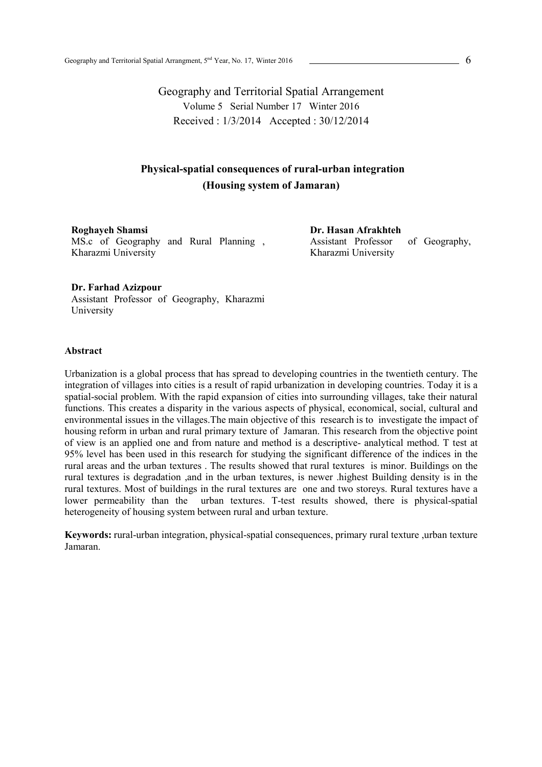Geography and Territorial Spatial Arrangement

Volume 5 Serial Number 17 Winter 2016

Received : 1/3/2014 Accepted : 30/12/2014

# Physical-spatial consequences of rural-urban integration (Housing system of Jamaran)

**Roghayeh Shamsi**
MS.c of Geography and Rural Planning , Kharazmi University

**Dr. Hasan Afrakhteh**
Assistant Professor of Geography, Kharazmi University

**Dr. Farhad Azizpour**
Assistant Professor of Geography, Kharazmi University

## Abstract

Urbanization is a global process that has spread to developing countries in the twentieth century. The integration of villages into cities is a result of rapid urbanization in developing countries. Today it is a spatial-social problem. With the rapid expansion of cities into surrounding villages, take their natural functions. This creates a disparity in the various aspects of physical, economical, social, cultural and environmental issues in the villages.The main objective of this research is to investigate the impact of housing reform in urban and rural primary texture of Jamaran. This research from the objective point of view is an applied one and from nature and method is a descriptive- analytical method. T test at 95% level has been used in this research for studying the significant difference of the indices in the rural areas and the urban textures . The results showed that rural textures is minor. Buildings on the rural textures is degradation ,and in the urban textures, is newer .highest Building density is in the rural textures. Most of buildings in the rural textures are one and two storeys. Rural textures have a lower permeability than the urban textures. T-test results showed, there is physical-spatial heterogeneity of housing system between rural and urban texture.

**Keywords:** rural-urban integration, physical-spatial consequences, primary rural texture ,urban texture Jamaran.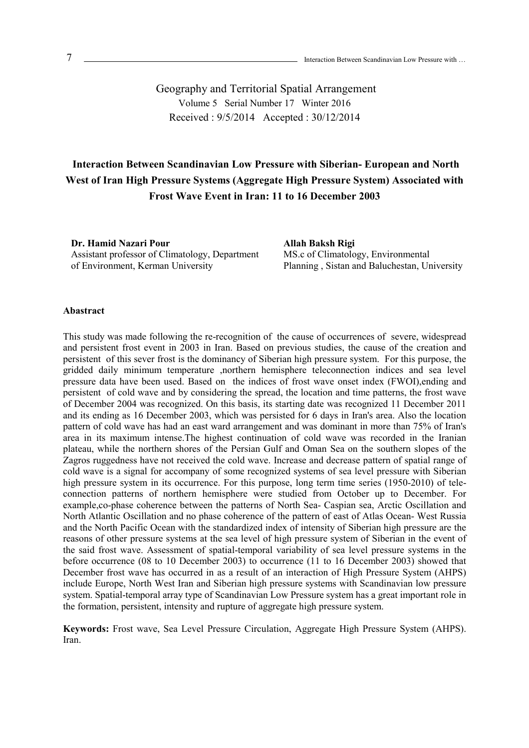Geography and Territorial Spatial Arrangement
Volume 5 Serial Number 17 Winter 2016
Received : 9/5/2014 Accepted : 30/12/2014

# Interaction Between Scandinavian Low Pressure with Siberian- European and North West of Iran High Pressure Systems (Aggregate High Pressure System) Associated with Frost Wave Event in Iran: 11 to 16 December 2003

**Dr. Hamid Nazari Pour**
Assistant professor of Climatology, Department of Environment, Kerman University

**Allah Baksh Rigi**
MS.c of Climatology, Environmental Planning , Sistan and Baluchestan, University

**Abastract**

This study was made following the re-recognition of the cause of occurrences of severe, widespread and persistent frost event in 2003 in Iran. Based on previous studies, the cause of the creation and persistent of this sever frost is the dominancy of Siberian high pressure system. For this purpose, the gridded daily minimum temperature ,northern hemisphere teleconnection indices and sea level pressure data have been used. Based on the indices of frost wave onset index (FWOI),ending and persistent of cold wave and by considering the spread, the location and time patterns, the frost wave of December 2004 was recognized. On this basis, its starting date was recognized 11 December 2011 and its ending as 16 December 2003, which was persisted for 6 days in Iran's area. Also the location pattern of cold wave has had an east ward arrangement and was dominant in more than 75% of Iran's area in its maximum intense.The highest continuation of cold wave was recorded in the Iranian plateau, while the northern shores of the Persian Gulf and Oman Sea on the southern slopes of the Zagros ruggedness have not received the cold wave. Increase and decrease pattern of spatial range of cold wave is a signal for accompany of some recognized systems of sea level pressure with Siberian high pressure system in its occurrence. For this purpose, long term time series (1950-2010) of tele-connection patterns of northern hemisphere were studied from October up to December. For example,co-phase coherence between the patterns of North Sea- Caspian sea, Arctic Oscillation and North Atlantic Oscillation and no phase coherence of the pattern of east of Atlas Ocean- West Russia and the North Pacific Ocean with the standardized index of intensity of Siberian high pressure are the reasons of other pressure systems at the sea level of high pressure system of Siberian in the event of the said frost wave. Assessment of spatial-temporal variability of sea level pressure systems in the before occurrence (08 to 10 December 2003) to occurrence (11 to 16 December 2003) showed that December frost wave has occurred in as a result of an interaction of High Pressure System (AHPS) include Europe, North West Iran and Siberian high pressure systems with Scandinavian low pressure system. Spatial-temporal array type of Scandinavian Low Pressure system has a great important role in the formation, persistent, intensity and rupture of aggregate high pressure system.

**Keywords:** Frost wave, Sea Level Pressure Circulation, Aggregate High Pressure System (AHPS). Iran.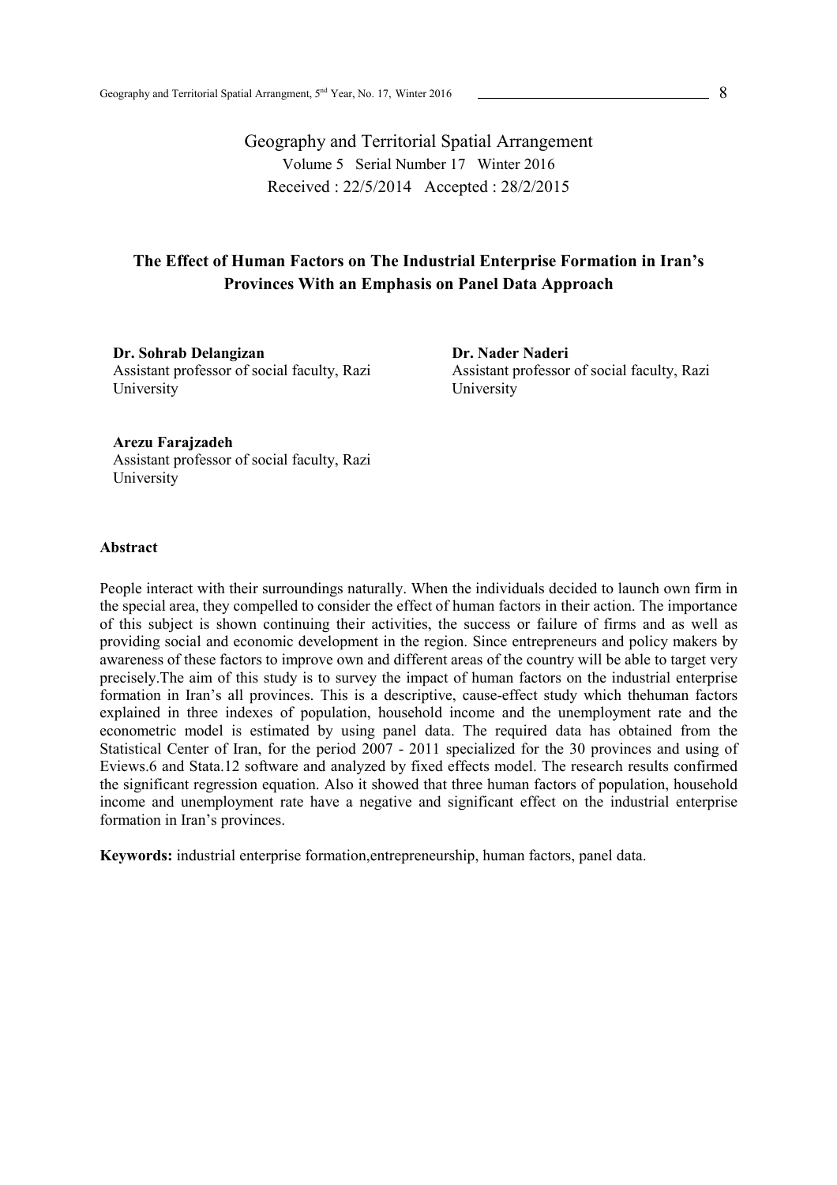Geography and Territorial Spatial Arrangement

Volume 5 Serial Number 17 Winter 2016

Received : 22/5/2014 Accepted : 28/2/2015

# The Effect of Human Factors on The Industrial Enterprise Formation in Iran's Provinces With an Emphasis on Panel Data Approach

**Dr. Sohrab Delangizan**
Assistant professor of social faculty, Razi University

**Dr. Nader Naderi**
Assistant professor of social faculty, Razi University

**Arezu Farajzadeh**
Assistant professor of social faculty, Razi University

## Abstract

People interact with their surroundings naturally. When the individuals decided to launch own firm in the special area, they compelled to consider the effect of human factors in their action. The importance of this subject is shown continuing their activities, the success or failure of firms and as well as providing social and economic development in the region. Since entrepreneurs and policy makers by awareness of these factors to improve own and different areas of the country will be able to target very precisely.The aim of this study is to survey the impact of human factors on the industrial enterprise formation in Iran's all provinces. This is a descriptive, cause-effect study which thehuman factors explained in three indexes of population, household income and the unemployment rate and the econometric model is estimated by using panel data. The required data has obtained from the Statistical Center of Iran, for the period 2007 - 2011 specialized for the 30 provinces and using of Eviews.6 and Stata.12 software and analyzed by fixed effects model. The research results confirmed the significant regression equation. Also it showed that three human factors of population, household income and unemployment rate have a negative and significant effect on the industrial enterprise formation in Iran's provinces.

**Keywords:** industrial enterprise formation,entrepreneurship, human factors, panel data.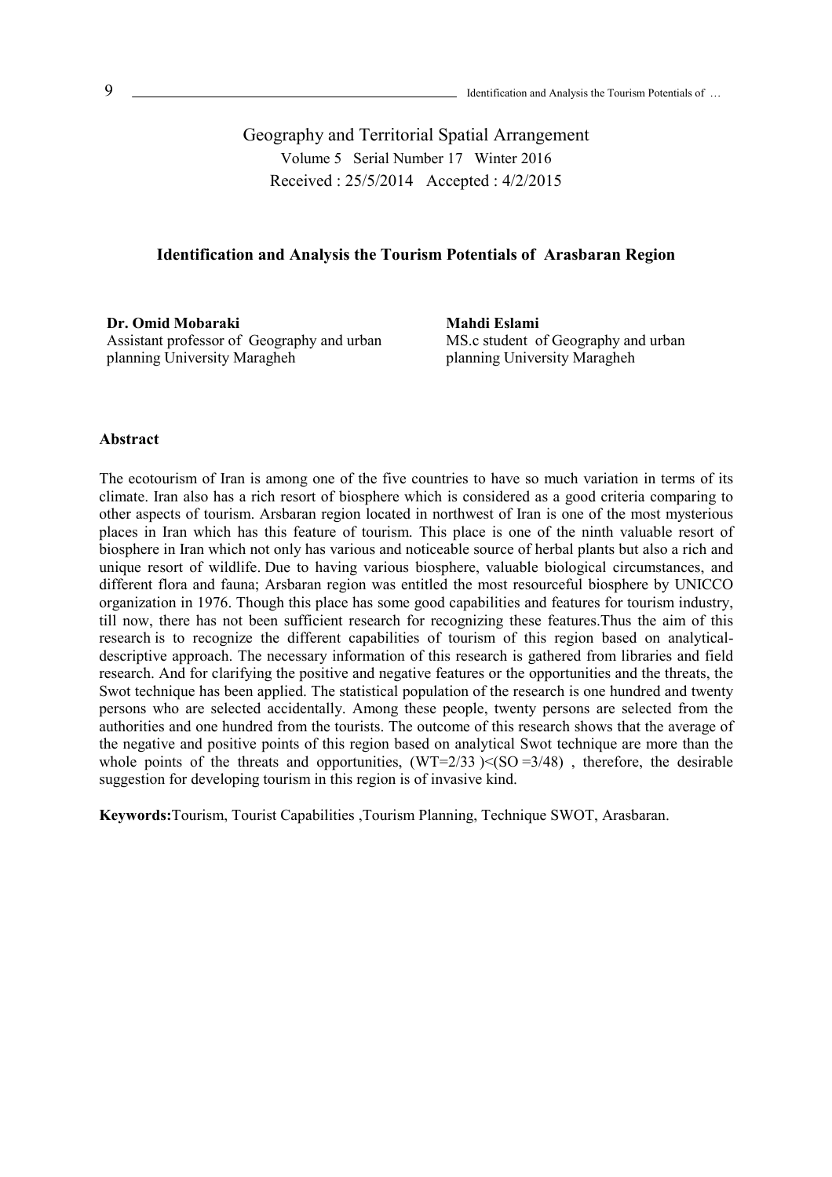Geography and Territorial Spatial Arrangement

Volume 5 Serial Number 17 Winter 2016

Received : 25/5/2014 Accepted : 4/2/2015

### Identification and Analysis the Tourism Potentials of Arasbaran Region

**Dr. Omid Mobaraki**
Assistant professor of Geography and urban planning University Maragheh

**Mahdi Eslami**
MS.c student of Geography and urban planning University Maragheh

#### Abstract

The ecotourism of Iran is among one of the five countries to have so much variation in terms of its climate. Iran also has a rich resort of biosphere which is considered as a good criteria comparing to other aspects of tourism. Arsbaran region located in northwest of Iran is one of the most mysterious places in Iran which has this feature of tourism. This place is one of the ninth valuable resort of biosphere in Iran which not only has various and noticeable source of herbal plants but also a rich and unique resort of wildlife. Due to having various biosphere, valuable biological circumstances, and different flora and fauna; Arsbaran region was entitled the most resourceful biosphere by UNICCO organization in 1976. Though this place has some good capabilities and features for tourism industry, till now, there has not been sufficient research for recognizing these features.Thus the aim of this research is to recognize the different capabilities of tourism of this region based on analytical-descriptive approach. The necessary information of this research is gathered from libraries and field research. And for clarifying the positive and negative features or the opportunities and the threats, the Swot technique has been applied. The statistical population of the research is one hundred and twenty persons who are selected accidentally. Among these people, twenty persons are selected from the authorities and one hundred from the tourists. The outcome of this research shows that the average of the negative and positive points of this region based on analytical Swot technique are more than the whole points of the threats and opportunities, (WT=2/33 )<(SO =3/48) , therefore, the desirable suggestion for developing tourism in this region is of invasive kind.

**Keywords:**Tourism, Tourist Capabilities ,Tourism Planning, Technique SWOT, Arasbaran.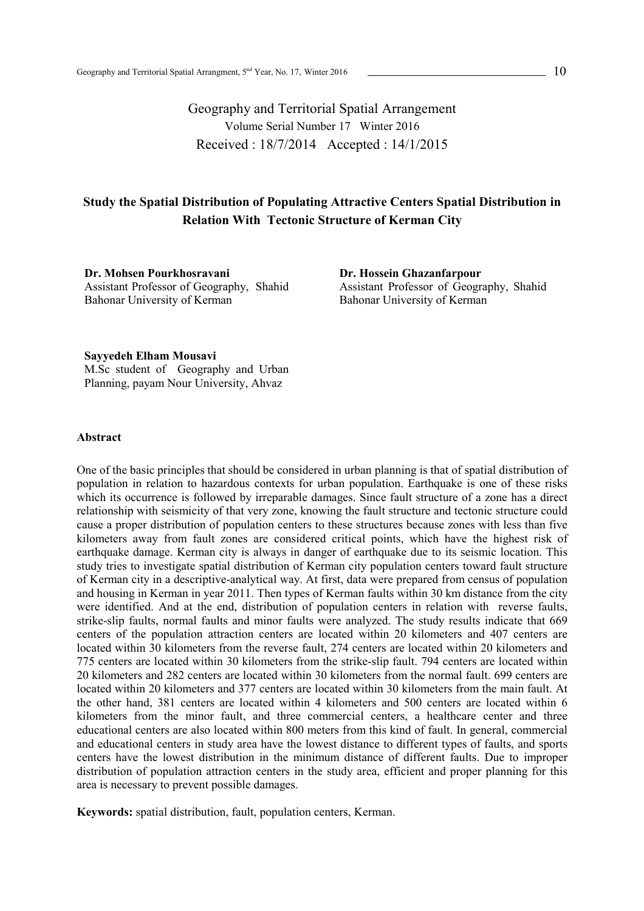Geography and Territorial Spatial Arrangement
Volume Serial Number 17 Winter 2016
Received : 18/7/2014 Accepted : 14/1/2015

# Study the Spatial Distribution of Populating Attractive Centers Spatial Distribution in Relation With Tectonic Structure of Kerman City

**Dr. Mohsen Pourkhosravani**
Assistant Professor of Geography, Shahid Bahonar University of Kerman

**Dr. Hossein Ghazanfarpour**
Assistant Professor of Geography, Shahid Bahonar University of Kerman

**Sayyedeh Elham Mousavi**
M.Sc student of Geography and Urban Planning, payam Nour University, Ahvaz

## Abstract

One of the basic principles that should be considered in urban planning is that of spatial distribution of population in relation to hazardous contexts for urban population. Earthquake is one of these risks which its occurrence is followed by irreparable damages. Since fault structure of a zone has a direct relationship with seismicity of that very zone, knowing the fault structure and tectonic structure could cause a proper distribution of population centers to these structures because zones with less than five kilometers away from fault zones are considered critical points, which have the highest risk of earthquake damage. Kerman city is always in danger of earthquake due to its seismic location. This study tries to investigate spatial distribution of Kerman city population centers toward fault structure of Kerman city in a descriptive-analytical way. At first, data were prepared from census of population and housing in Kerman in year 2011. Then types of Kerman faults within 30 km distance from the city were identified. And at the end, distribution of population centers in relation with reverse faults, strike-slip faults, normal faults and minor faults were analyzed. The study results indicate that 669 centers of the population attraction centers are located within 20 kilometers and 407 centers are located within 30 kilometers from the reverse fault, 274 centers are located within 20 kilometers and 775 centers are located within 30 kilometers from the strike-slip fault. 794 centers are located within 20 kilometers and 282 centers are located within 30 kilometers from the normal fault. 699 centers are located within 20 kilometers and 377 centers are located within 30 kilometers from the main fault. At the other hand, 381 centers are located within 4 kilometers and 500 centers are located within 6 kilometers from the minor fault, and three commercial centers, a healthcare center and three educational centers are also located within 800 meters from this kind of fault. In general, commercial and educational centers in study area have the lowest distance to different types of faults, and sports centers have the lowest distribution in the minimum distance of different faults. Due to improper distribution of population attraction centers in the study area, efficient and proper planning for this area is necessary to prevent possible damages.

**Keywords:** spatial distribution, fault, population centers, Kerman.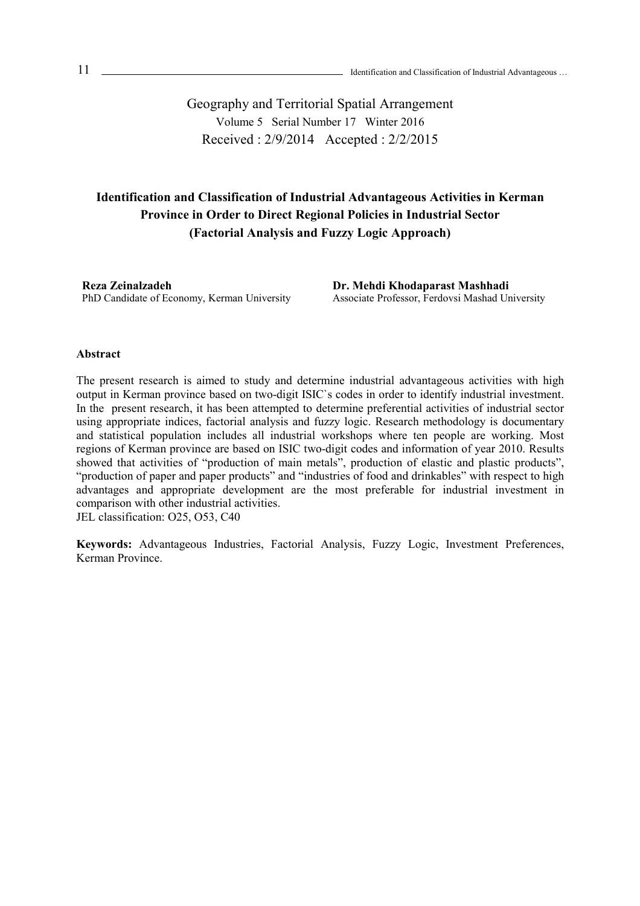Geography and Territorial Spatial Arrangement
Volume 5 Serial Number 17 Winter 2016
Received : 2/9/2014 Accepted : 2/2/2015

# Identification and Classification of Industrial Advantageous Activities in Kerman Province in Order to Direct Regional Policies in Industrial Sector (Factorial Analysis and Fuzzy Logic Approach)

**Reza Zeinalzadeh**
PhD Candidate of Economy, Kerman University

**Dr. Mehdi Khodaparast Mashhadi**
Associate Professor, Ferdovsi Mashad University

**Abstract**

The present research is aimed to study and determine industrial advantageous activities with high output in Kerman province based on two-digit ISIC`s codes in order to identify industrial investment. In the present research, it has been attempted to determine preferential activities of industrial sector using appropriate indices, factorial analysis and fuzzy logic. Research methodology is documentary and statistical population includes all industrial workshops where ten people are working. Most regions of Kerman province are based on ISIC two-digit codes and information of year 2010. Results showed that activities of "production of main metals", production of elastic and plastic products", "production of paper and paper products" and "industries of food and drinkables" with respect to high advantages and appropriate development are the most preferable for industrial investment in comparison with other industrial activities.
JEL classification: O25, O53, C40

**Keywords:** Advantageous Industries, Factorial Analysis, Fuzzy Logic, Investment Preferences, Kerman Province.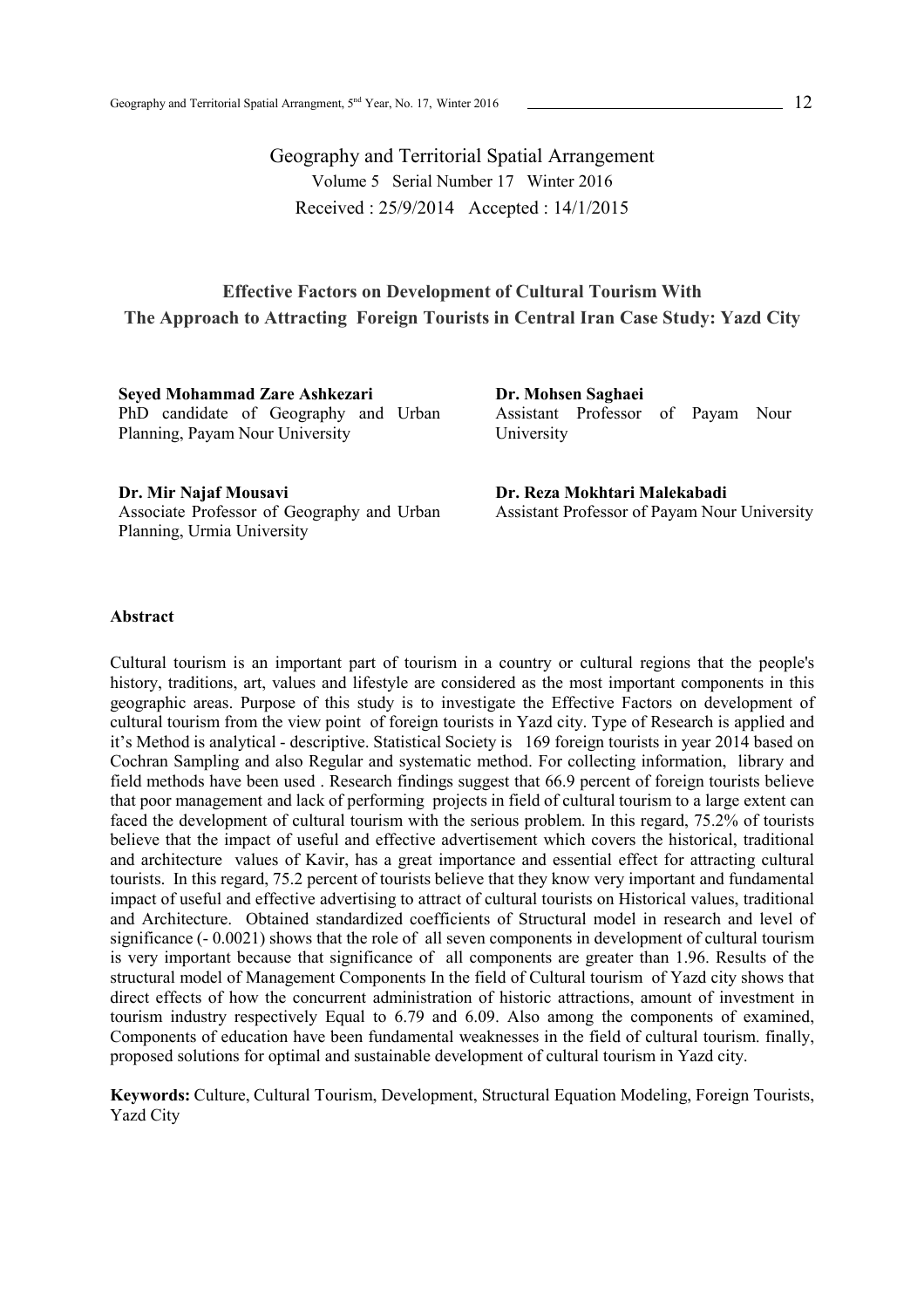Geography and Territorial Spatial Arrangement

Volume 5 Serial Number 17 Winter 2016

Received : 25/9/2014 Accepted : 14/1/2015

# Effective Factors on Development of Cultural Tourism With The Approach to Attracting Foreign Tourists in Central Iran Case Study: Yazd City

**Seyed Mohammad Zare Ashkezari**
PhD candidate of Geography and Urban Planning, Payam Nour University

**Dr. Mohsen Saghaei**
Assistant Professor of Payam Nour University

**Dr. Mir Najaf Mousavi**
Associate Professor of Geography and Urban Planning, Urmia University

**Dr. Reza Mokhtari Malekabadi**
Assistant Professor of Payam Nour University

## Abstract

Cultural tourism is an important part of tourism in a country or cultural regions that the people's history, traditions, art, values and lifestyle are considered as the most important components in this geographic areas. Purpose of this study is to investigate the Effective Factors on development of cultural tourism from the view point of foreign tourists in Yazd city. Type of Research is applied and it's Method is analytical - descriptive. Statistical Society is 169 foreign tourists in year 2014 based on Cochran Sampling and also Regular and systematic method. For collecting information, library and field methods have been used . Research findings suggest that 66.9 percent of foreign tourists believe that poor management and lack of performing projects in field of cultural tourism to a large extent can faced the development of cultural tourism with the serious problem. In this regard, 75.2% of tourists believe that the impact of useful and effective advertisement which covers the historical, traditional and architecture values of Kavir, has a great importance and essential effect for attracting cultural tourists. In this regard, 75.2 percent of tourists believe that they know very important and fundamental impact of useful and effective advertising to attract of cultural tourists on Historical values, traditional and Architecture. Obtained standardized coefficients of Structural model in research and level of significance (- 0.0021) shows that the role of all seven components in development of cultural tourism is very important because that significance of all components are greater than 1.96. Results of the structural model of Management Components In the field of Cultural tourism of Yazd city shows that direct effects of how the concurrent administration of historic attractions, amount of investment in tourism industry respectively Equal to 6.79 and 6.09. Also among the components of examined, Components of education have been fundamental weaknesses in the field of cultural tourism. finally, proposed solutions for optimal and sustainable development of cultural tourism in Yazd city.

**Keywords:** Culture, Cultural Tourism, Development, Structural Equation Modeling, Foreign Tourists, Yazd City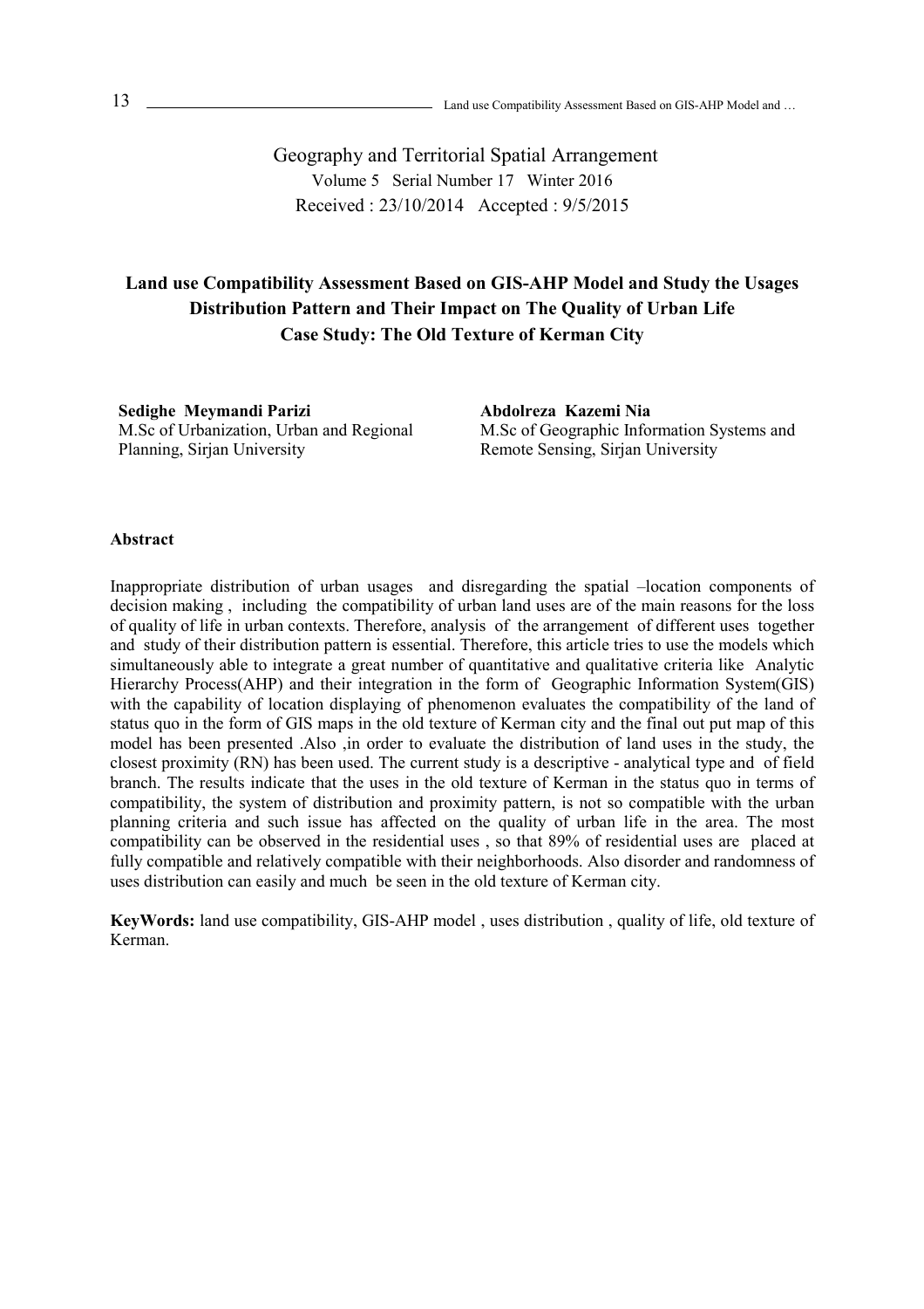Geography and Territorial Spatial Arrangement

Volume 5 Serial Number 17 Winter 2016

Received : 23/10/2014 Accepted : 9/5/2015

# Land use Compatibility Assessment Based on GIS-AHP Model and Study the Usages Distribution Pattern and Their Impact on The Quality of Urban Life
## Case Study: The Old Texture of Kerman City

**Sedighe Meymandi Parizi**
M.Sc of Urbanization, Urban and Regional Planning, Sirjan University

**Abdolreza Kazemi Nia**
M.Sc of Geographic Information Systems and Remote Sensing, Sirjan University

**Abstract**

Inappropriate distribution of urban usages and disregarding the spatial –location components of decision making , including the compatibility of urban land uses are of the main reasons for the loss of quality of life in urban contexts. Therefore, analysis of the arrangement of different uses together and study of their distribution pattern is essential. Therefore, this article tries to use the models which simultaneously able to integrate a great number of quantitative and qualitative criteria like Analytic Hierarchy Process(AHP) and their integration in the form of Geographic Information System(GIS) with the capability of location displaying of phenomenon evaluates the compatibility of the land of status quo in the form of GIS maps in the old texture of Kerman city and the final out put map of this model has been presented .Also ,in order to evaluate the distribution of land uses in the study, the closest proximity (RN) has been used. The current study is a descriptive - analytical type and of field branch. The results indicate that the uses in the old texture of Kerman in the status quo in terms of compatibility, the system of distribution and proximity pattern, is not so compatible with the urban planning criteria and such issue has affected on the quality of urban life in the area. The most compatibility can be observed in the residential uses , so that 89% of residential uses are placed at fully compatible and relatively compatible with their neighborhoods. Also disorder and randomness of uses distribution can easily and much be seen in the old texture of Kerman city.

**KeyWords:** land use compatibility, GIS-AHP model , uses distribution , quality of life, old texture of Kerman.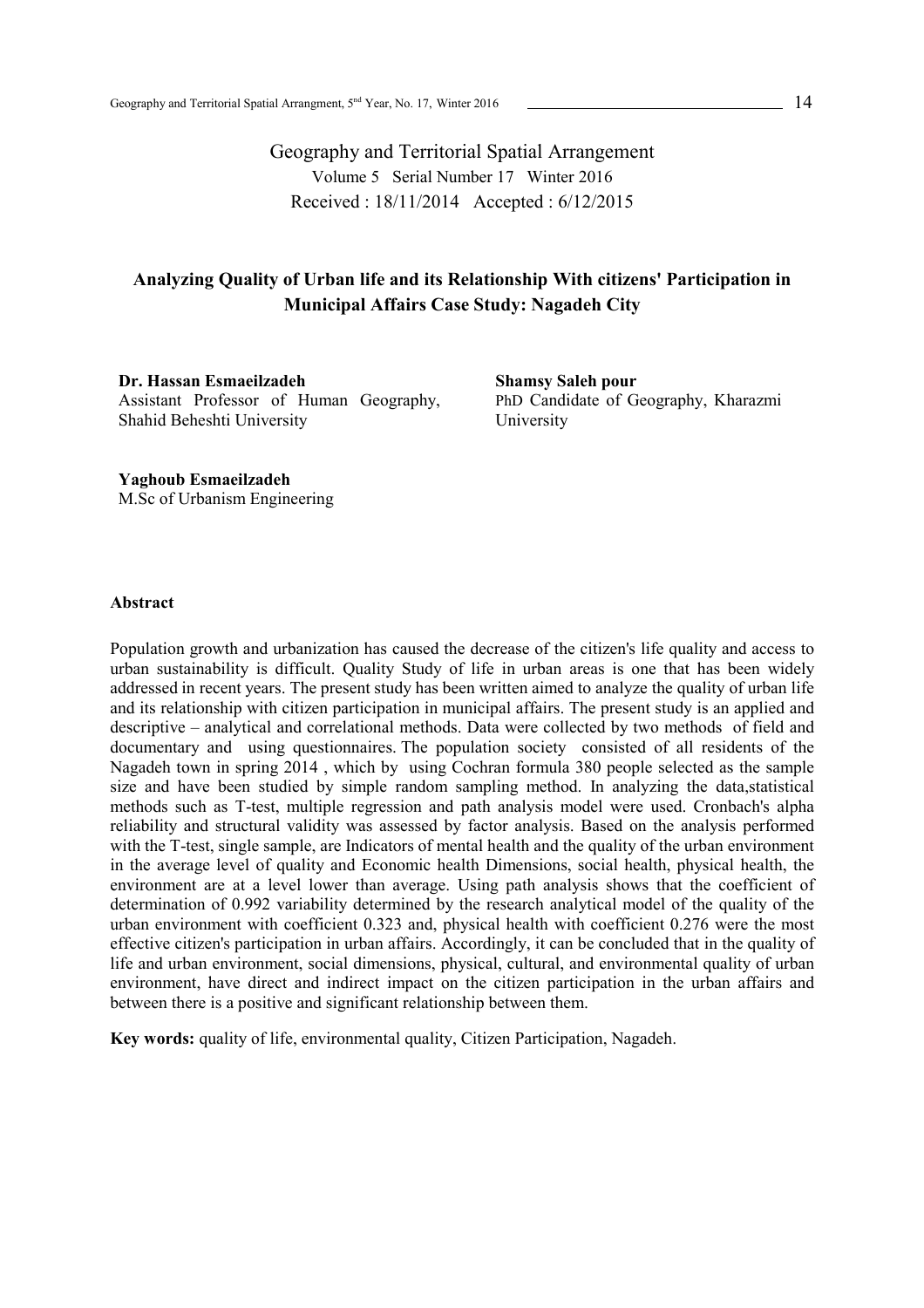# Geography and Territorial Spatial Arrangement

Volume 5 Serial Number 17 Winter 2016

Received : 18/11/2014 Accepted : 6/12/2015

## Analyzing Quality of Urban life and its Relationship With citizens' Participation in Municipal Affairs Case Study: Nagadeh City

**Dr. Hassan Esmaeilzadeh**
Assistant Professor of Human Geography, Shahid Beheshti University

**Shamsy Saleh pour**
PhD Candidate of Geography, Kharazmi University

**Yaghoub Esmaeilzadeh**
M.Sc of Urbanism Engineering

### Abstract

Population growth and urbanization has caused the decrease of the citizen's life quality and access to urban sustainability is difficult. Quality Study of life in urban areas is one that has been widely addressed in recent years. The present study has been written aimed to analyze the quality of urban life and its relationship with citizen participation in municipal affairs. The present study is an applied and descriptive – analytical and correlational methods. Data were collected by two methods of field and documentary and using questionnaires. The population society consisted of all residents of the Nagadeh town in spring 2014 , which by using Cochran formula 380 people selected as the sample size and have been studied by simple random sampling method. In analyzing the data,statistical methods such as T-test, multiple regression and path analysis model were used. Cronbach's alpha reliability and structural validity was assessed by factor analysis. Based on the analysis performed with the T-test, single sample, are Indicators of mental health and the quality of the urban environment in the average level of quality and Economic health Dimensions, social health, physical health, the environment are at a level lower than average. Using path analysis shows that the coefficient of determination of 0.992 variability determined by the research analytical model of the quality of the urban environment with coefficient 0.323 and, physical health with coefficient 0.276 were the most effective citizen's participation in urban affairs. Accordingly, it can be concluded that in the quality of life and urban environment, social dimensions, physical, cultural, and environmental quality of urban environment, have direct and indirect impact on the citizen participation in the urban affairs and between there is a positive and significant relationship between them.

**Key words:** quality of life, environmental quality, Citizen Participation, Nagadeh.